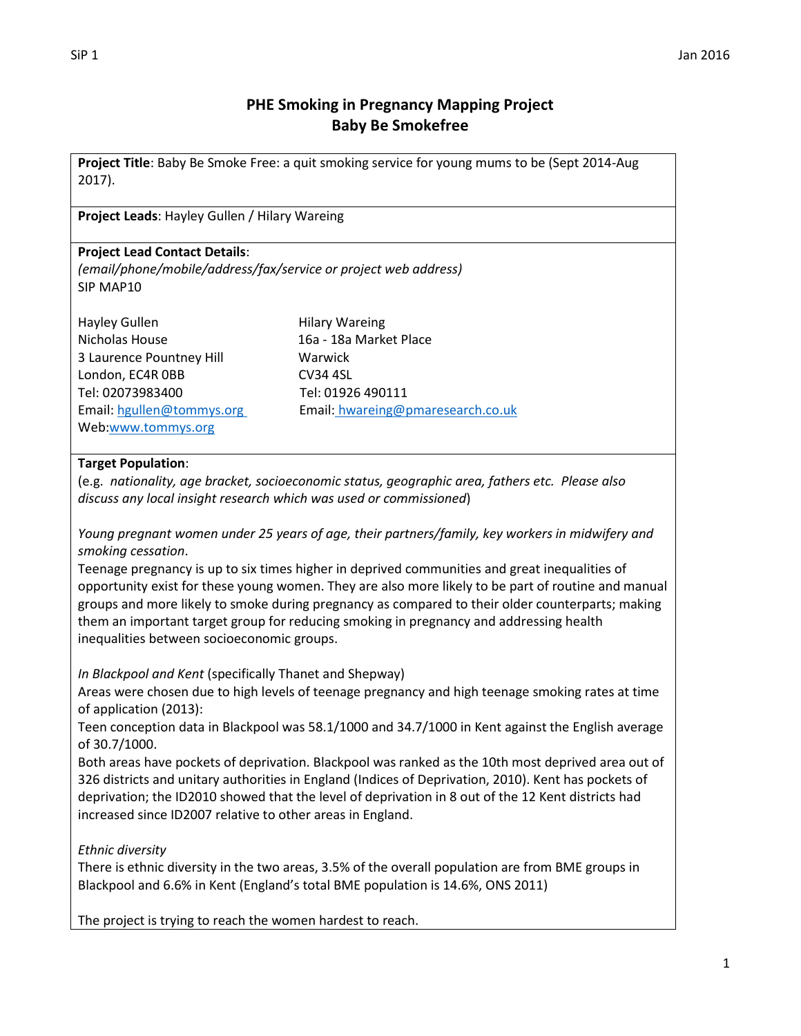# PHE Smoking in Pregnancy Mapping Project
## Baby Be Smokefree

**Project Title**: Baby Be Smoke Free: a quit smoking service for young mums to be (Sept 2014-Aug 2017).

**Project Leads**: Hayley Gullen / Hilary Wareing

**Project Lead Contact Details**:
*(email/phone/mobile/address/fax/service or project web address)*
SIP MAP10

Hayley Gullen
Nicholas House
3 Laurence Pountney Hill
London, EC4R 0BB
Tel: 02073983400
Email: hgullen@tommys.org
Web: www.tommys.org

Hilary Wareing
16a - 18a Market Place
Warwick
CV34 4SL
Tel: 01926 490111
Email: hwareing@pmaresearch.co.uk

**Target Population**:
(e.g. *nationality, age bracket, socioeconomic status, geographic area, fathers etc. Please also discuss any local insight research which was used or commissioned*)

*Young pregnant women under 25 years of age, their partners/family, key workers in midwifery and smoking cessation*.

Teenage pregnancy is up to six times higher in deprived communities and great inequalities of opportunity exist for these young women. They are also more likely to be part of routine and manual groups and more likely to smoke during pregnancy as compared to their older counterparts; making them an important target group for reducing smoking in pregnancy and addressing health inequalities between socioeconomic groups.

*In Blackpool and Kent* (specifically Thanet and Shepway)

Areas were chosen due to high levels of teenage pregnancy and high teenage smoking rates at time of application (2013):

Teen conception data in Blackpool was 58.1/1000 and 34.7/1000 in Kent against the English average of 30.7/1000.

Both areas have pockets of deprivation. Blackpool was ranked as the 10th most deprived area out of 326 districts and unitary authorities in England (Indices of Deprivation, 2010). Kent has pockets of deprivation; the ID2010 showed that the level of deprivation in 8 out of the 12 Kent districts had increased since ID2007 relative to other areas in England.

*Ethnic diversity*

There is ethnic diversity in the two areas, 3.5% of the overall population are from BME groups in Blackpool and 6.6% in Kent (England's total BME population is 14.6%, ONS 2011)

The project is trying to reach the women hardest to reach.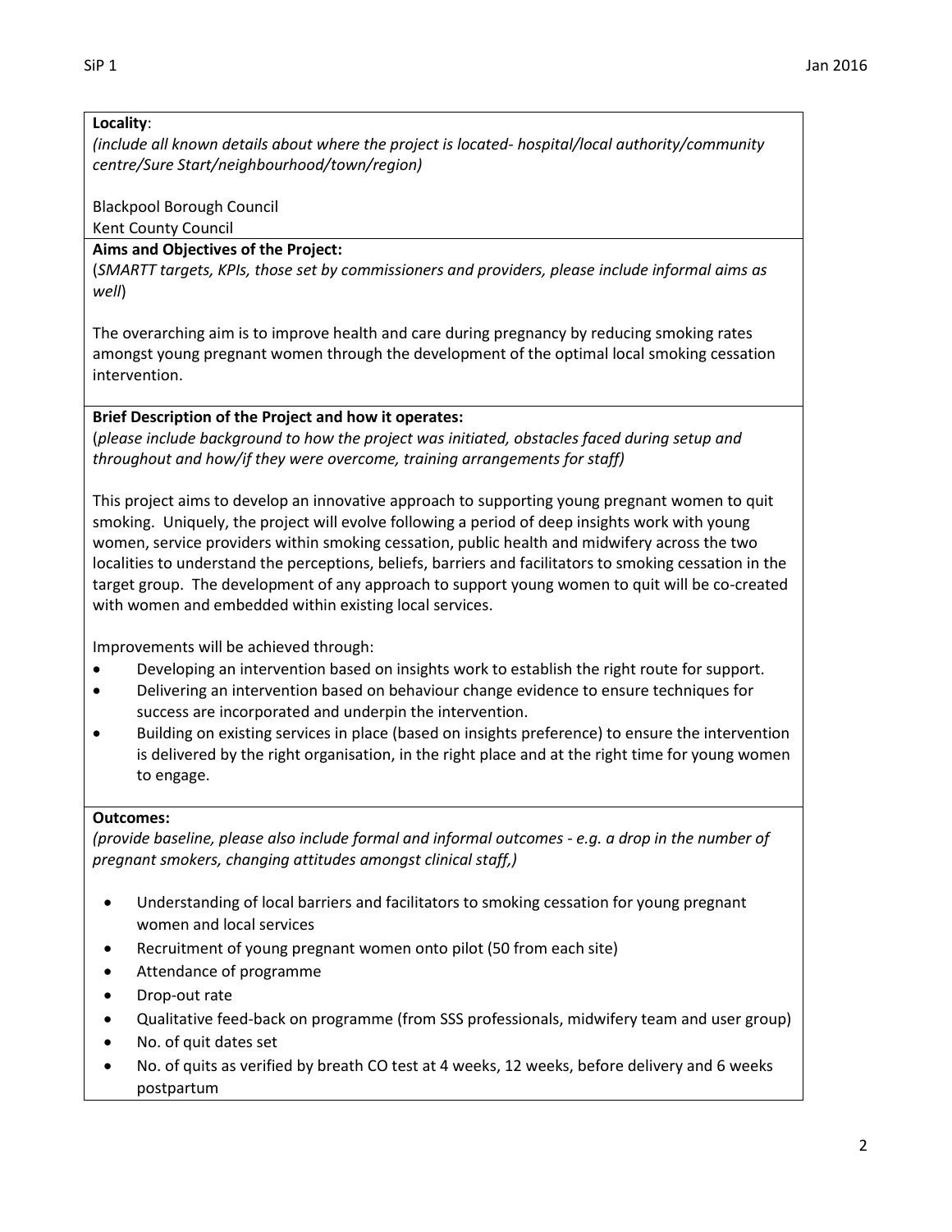**Locality**:
*(include all known details about where the project is located- hospital/local authority/community centre/Sure Start/neighbourhood/town/region)*

Blackpool Borough Council
Kent County Council

**Aims and Objectives of the Project:**
(*SMARTT targets, KPIs, those set by commissioners and providers, please include informal aims as well*)

The overarching aim is to improve health and care during pregnancy by reducing smoking rates amongst young pregnant women through the development of the optimal local smoking cessation intervention.

**Brief Description of the Project and how it operates:**
(*please include background to how the project was initiated, obstacles faced during setup and throughout and how/if they were overcome, training arrangements for staff)*

This project aims to develop an innovative approach to supporting young pregnant women to quit smoking. Uniquely, the project will evolve following a period of deep insights work with young women, service providers within smoking cessation, public health and midwifery across the two localities to understand the perceptions, beliefs, barriers and facilitators to smoking cessation in the target group. The development of any approach to support young women to quit will be co-created with women and embedded within existing local services.

Improvements will be achieved through:

- Developing an intervention based on insights work to establish the right route for support.
- Delivering an intervention based on behaviour change evidence to ensure techniques for success are incorporated and underpin the intervention.
- Building on existing services in place (based on insights preference) to ensure the intervention is delivered by the right organisation, in the right place and at the right time for young women to engage.

**Outcomes:**
*(provide baseline, please also include formal and informal outcomes - e.g. a drop in the number of pregnant smokers, changing attitudes amongst clinical staff,)*

- Understanding of local barriers and facilitators to smoking cessation for young pregnant women and local services
- Recruitment of young pregnant women onto pilot (50 from each site)
- Attendance of programme
- Drop-out rate
- Qualitative feed-back on programme (from SSS professionals, midwifery team and user group)
- No. of quit dates set
- No. of quits as verified by breath CO test at 4 weeks, 12 weeks, before delivery and 6 weeks postpartum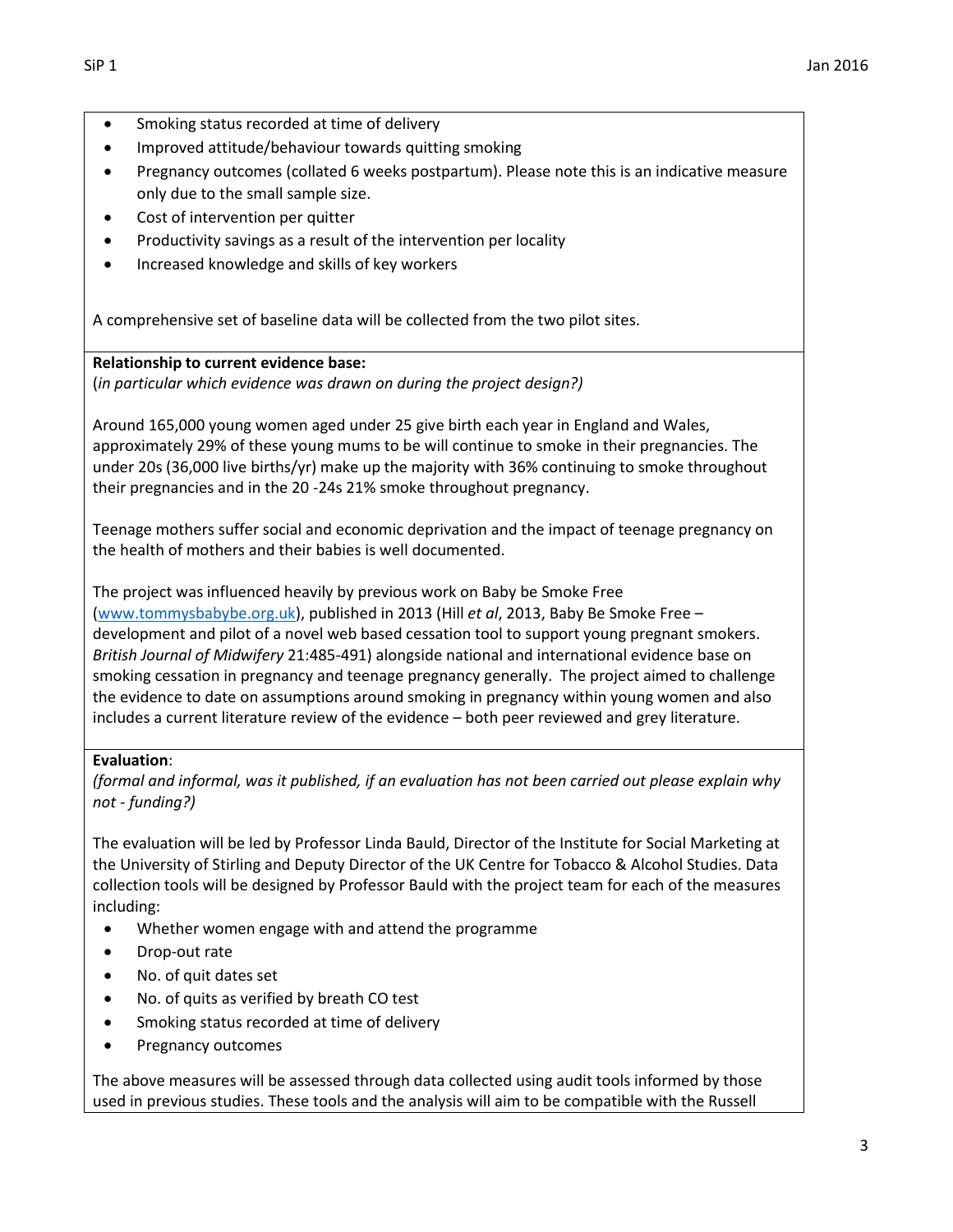- Smoking status recorded at time of delivery
- Improved attitude/behaviour towards quitting smoking
- Pregnancy outcomes (collated 6 weeks postpartum). Please note this is an indicative measure only due to the small sample size.
- Cost of intervention per quitter
- Productivity savings as a result of the intervention per locality
- Increased knowledge and skills of key workers

A comprehensive set of baseline data will be collected from the two pilot sites.

**Relationship to current evidence base:**
(*in particular which evidence was drawn on during the project design?)*

Around 165,000 young women aged under 25 give birth each year in England and Wales, approximately 29% of these young mums to be will continue to smoke in their pregnancies. The under 20s (36,000 live births/yr) make up the majority with 36% continuing to smoke throughout their pregnancies and in the 20 -24s 21% smoke throughout pregnancy.

Teenage mothers suffer social and economic deprivation and the impact of teenage pregnancy on the health of mothers and their babies is well documented.

The project was influenced heavily by previous work on Baby be Smoke Free (www.tommysbabybe.org.uk), published in 2013 (Hill *et al*, 2013, Baby Be Smoke Free – development and pilot of a novel web based cessation tool to support young pregnant smokers. *British Journal of Midwifery* 21:485-491) alongside national and international evidence base on smoking cessation in pregnancy and teenage pregnancy generally. The project aimed to challenge the evidence to date on assumptions around smoking in pregnancy within young women and also includes a current literature review of the evidence – both peer reviewed and grey literature.

**Evaluation**:
*(formal and informal, was it published, if an evaluation has not been carried out please explain why not - funding?)*

The evaluation will be led by Professor Linda Bauld, Director of the Institute for Social Marketing at the University of Stirling and Deputy Director of the UK Centre for Tobacco & Alcohol Studies. Data collection tools will be designed by Professor Bauld with the project team for each of the measures including:

- Whether women engage with and attend the programme
- Drop-out rate
- No. of quit dates set
- No. of quits as verified by breath CO test
- Smoking status recorded at time of delivery
- Pregnancy outcomes

The above measures will be assessed through data collected using audit tools informed by those used in previous studies. These tools and the analysis will aim to be compatible with the Russell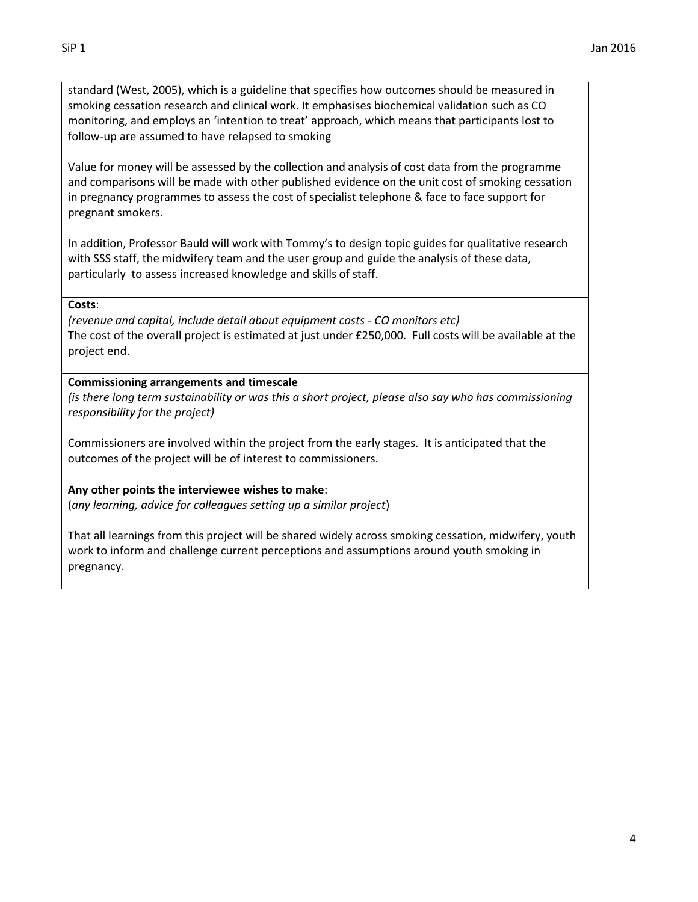standard (West, 2005), which is a guideline that specifies how outcomes should be measured in smoking cessation research and clinical work. It emphasises biochemical validation such as CO monitoring, and employs an 'intention to treat' approach, which means that participants lost to follow-up are assumed to have relapsed to smoking

Value for money will be assessed by the collection and analysis of cost data from the programme and comparisons will be made with other published evidence on the unit cost of smoking cessation in pregnancy programmes to assess the cost of specialist telephone & face to face support for pregnant smokers.

In addition, Professor Bauld will work with Tommy's to design topic guides for qualitative research with SSS staff, the midwifery team and the user group and guide the analysis of these data, particularly to assess increased knowledge and skills of staff.

**Costs**:
*(revenue and capital, include detail about equipment costs - CO monitors etc)*
The cost of the overall project is estimated at just under £250,000. Full costs will be available at the project end.

**Commissioning arrangements and timescale**
*(is there long term sustainability or was this a short project, please also say who has commissioning responsibility for the project)*

Commissioners are involved within the project from the early stages. It is anticipated that the outcomes of the project will be of interest to commissioners.

**Any other points the interviewee wishes to make**:
(*any learning, advice for colleagues setting up a similar project*)

That all learnings from this project will be shared widely across smoking cessation, midwifery, youth work to inform and challenge current perceptions and assumptions around youth smoking in pregnancy.